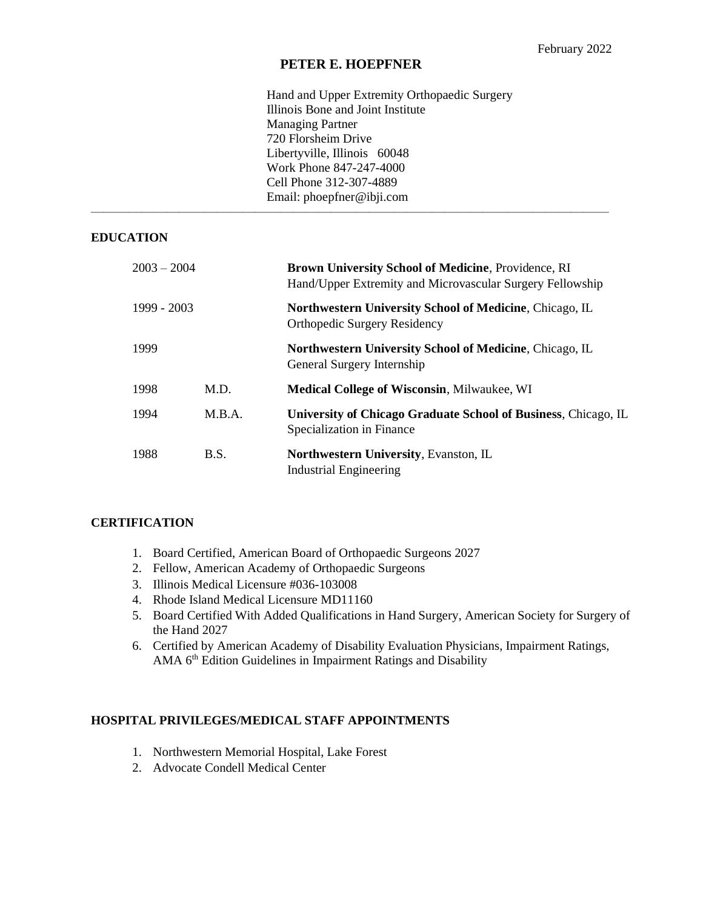February 2022

# PETER E. HOEPFNER

Hand and Upper Extremity Orthopaedic Surgery
Illinois Bone and Joint Institute
Managing Partner
720 Florsheim Drive
Libertyville, Illinois 60048
Work Phone 847-247-4000
Cell Phone 312-307-4889
Email: phoepfner@ibji.com

---

## EDUCATION

| | | |
|---|---|---|
| 2003 – 2004 | | **Brown University School of Medicine**, Providence, RI<br>Hand/Upper Extremity and Microvascular Surgery Fellowship |
| 1999 - 2003 | | **Northwestern University School of Medicine**, Chicago, IL<br>Orthopedic Surgery Residency |
| 1999 | | **Northwestern University School of Medicine**, Chicago, IL<br>General Surgery Internship |
| 1998 | M.D. | **Medical College of Wisconsin**, Milwaukee, WI |
| 1994 | M.B.A. | **University of Chicago Graduate School of Business**, Chicago, IL<br>Specialization in Finance |
| 1988 | B.S. | **Northwestern University**, Evanston, IL<br>Industrial Engineering |

## CERTIFICATION

1. Board Certified, American Board of Orthopaedic Surgeons 2027
2. Fellow, American Academy of Orthopaedic Surgeons
3. Illinois Medical Licensure #036-103008
4. Rhode Island Medical Licensure MD11160
5. Board Certified With Added Qualifications in Hand Surgery, American Society for Surgery of the Hand 2027
6. Certified by American Academy of Disability Evaluation Physicians, Impairment Ratings, AMA 6th Edition Guidelines in Impairment Ratings and Disability

## HOSPITAL PRIVILEGES/MEDICAL STAFF APPOINTMENTS

1. Northwestern Memorial Hospital, Lake Forest
2. Advocate Condell Medical Center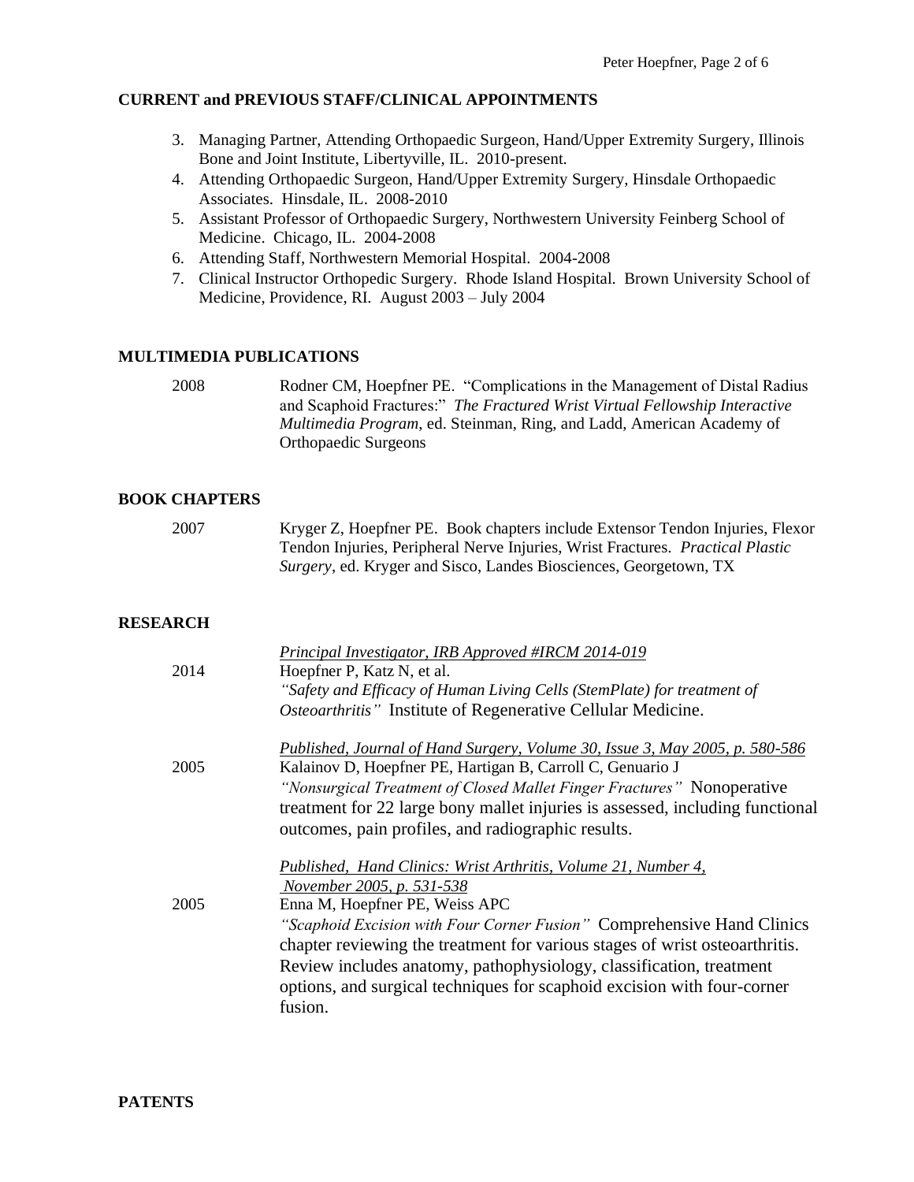## CURRENT and PREVIOUS STAFF/CLINICAL APPOINTMENTS

3. Managing Partner, Attending Orthopaedic Surgeon, Hand/Upper Extremity Surgery, Illinois Bone and Joint Institute, Libertyville, IL. 2010-present.
4. Attending Orthopaedic Surgeon, Hand/Upper Extremity Surgery, Hinsdale Orthopaedic Associates. Hinsdale, IL. 2008-2010
5. Assistant Professor of Orthopaedic Surgery, Northwestern University Feinberg School of Medicine. Chicago, IL. 2004-2008
6. Attending Staff, Northwestern Memorial Hospital. 2004-2008
7. Clinical Instructor Orthopedic Surgery. Rhode Island Hospital. Brown University School of Medicine, Providence, RI. August 2003 – July 2004

## MULTIMEDIA PUBLICATIONS

2008 — Rodner CM, Hoepfner PE. "Complications in the Management of Distal Radius and Scaphoid Fractures:" *The Fractured Wrist Virtual Fellowship Interactive Multimedia Program*, ed. Steinman, Ring, and Ladd, American Academy of Orthopaedic Surgeons

## BOOK CHAPTERS

2007 — Kryger Z, Hoepfner PE. Book chapters include Extensor Tendon Injuries, Flexor Tendon Injuries, Peripheral Nerve Injuries, Wrist Fractures. *Practical Plastic Surgery*, ed. Kryger and Sisco, Landes Biosciences, Georgetown, TX

## RESEARCH

*Principal Investigator, IRB Approved #IRCM 2014-019*

2014 — Hoepfner P, Katz N, et al.
*"Safety and Efficacy of Human Living Cells (StemPlate) for treatment of Osteoarthritis"* Institute of Regenerative Cellular Medicine.

*Published, Journal of Hand Surgery, Volume 30, Issue 3, May 2005, p. 580-586*

2005 — Kalainov D, Hoepfner PE, Hartigan B, Carroll C, Genuario J
*"Nonsurgical Treatment of Closed Mallet Finger Fractures"* Nonoperative treatment for 22 large bony mallet injuries is assessed, including functional outcomes, pain profiles, and radiographic results.

*Published, Hand Clinics: Wrist Arthritis, Volume 21, Number 4, November 2005, p. 531-538*

2005 — Enna M, Hoepfner PE, Weiss APC
*"Scaphoid Excision with Four Corner Fusion"* Comprehensive Hand Clinics chapter reviewing the treatment for various stages of wrist osteoarthritis. Review includes anatomy, pathophysiology, classification, treatment options, and surgical techniques for scaphoid excision with four-corner fusion.

## PATENTS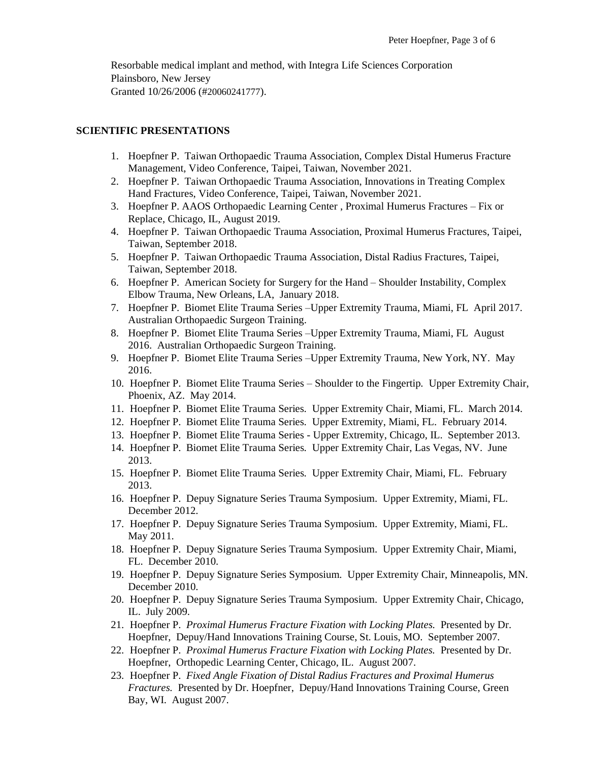Resorbable medical implant and method, with Integra Life Sciences Corporation
Plainsboro, New Jersey
Granted 10/26/2006 (#20060241777).

## SCIENTIFIC PRESENTATIONS

1. Hoepfner P. Taiwan Orthopaedic Trauma Association, Complex Distal Humerus Fracture Management, Video Conference, Taipei, Taiwan, November 2021.
2. Hoepfner P. Taiwan Orthopaedic Trauma Association, Innovations in Treating Complex Hand Fractures, Video Conference, Taipei, Taiwan, November 2021.
3. Hoepfner P. AAOS Orthopaedic Learning Center , Proximal Humerus Fractures – Fix or Replace, Chicago, IL, August 2019.
4. Hoepfner P. Taiwan Orthopaedic Trauma Association, Proximal Humerus Fractures, Taipei, Taiwan, September 2018.
5. Hoepfner P. Taiwan Orthopaedic Trauma Association, Distal Radius Fractures, Taipei, Taiwan, September 2018.
6. Hoepfner P. American Society for Surgery for the Hand – Shoulder Instability, Complex Elbow Trauma, New Orleans, LA, January 2018.
7. Hoepfner P. Biomet Elite Trauma Series –Upper Extremity Trauma, Miami, FL April 2017. Australian Orthopaedic Surgeon Training.
8. Hoepfner P. Biomet Elite Trauma Series –Upper Extremity Trauma, Miami, FL August 2016. Australian Orthopaedic Surgeon Training.
9. Hoepfner P. Biomet Elite Trauma Series –Upper Extremity Trauma, New York, NY. May 2016.
10. Hoepfner P. Biomet Elite Trauma Series – Shoulder to the Fingertip. Upper Extremity Chair, Phoenix, AZ. May 2014.
11. Hoepfner P. Biomet Elite Trauma Series. Upper Extremity Chair, Miami, FL. March 2014.
12. Hoepfner P. Biomet Elite Trauma Series. Upper Extremity, Miami, FL. February 2014.
13. Hoepfner P. Biomet Elite Trauma Series - Upper Extremity, Chicago, IL. September 2013.
14. Hoepfner P. Biomet Elite Trauma Series. Upper Extremity Chair, Las Vegas, NV. June 2013.
15. Hoepfner P. Biomet Elite Trauma Series. Upper Extremity Chair, Miami, FL. February 2013.
16. Hoepfner P. Depuy Signature Series Trauma Symposium. Upper Extremity, Miami, FL. December 2012.
17. Hoepfner P. Depuy Signature Series Trauma Symposium. Upper Extremity, Miami, FL. May 2011.
18. Hoepfner P. Depuy Signature Series Trauma Symposium. Upper Extremity Chair, Miami, FL. December 2010.
19. Hoepfner P. Depuy Signature Series Symposium. Upper Extremity Chair, Minneapolis, MN. December 2010.
20. Hoepfner P. Depuy Signature Series Trauma Symposium. Upper Extremity Chair, Chicago, IL. July 2009.
21. Hoepfner P. *Proximal Humerus Fracture Fixation with Locking Plates.* Presented by Dr. Hoepfner, Depuy/Hand Innovations Training Course, St. Louis, MO. September 2007.
22. Hoepfner P. *Proximal Humerus Fracture Fixation with Locking Plates.* Presented by Dr. Hoepfner, Orthopedic Learning Center, Chicago, IL. August 2007.
23. Hoepfner P. *Fixed Angle Fixation of Distal Radius Fractures and Proximal Humerus Fractures.* Presented by Dr. Hoepfner, Depuy/Hand Innovations Training Course, Green Bay, WI. August 2007.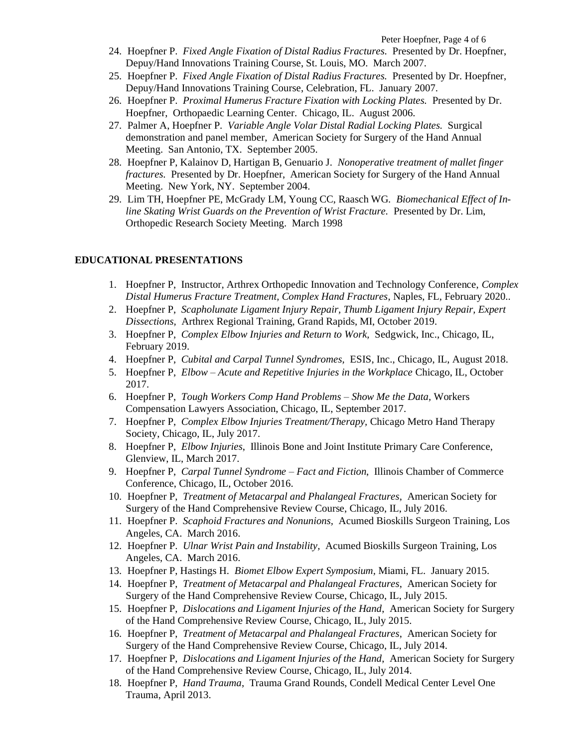24. Hoepfner P. *Fixed Angle Fixation of Distal Radius Fractures.* Presented by Dr. Hoepfner, Depuy/Hand Innovations Training Course, St. Louis, MO. March 2007.
25. Hoepfner P. *Fixed Angle Fixation of Distal Radius Fractures.* Presented by Dr. Hoepfner, Depuy/Hand Innovations Training Course, Celebration, FL. January 2007.
26. Hoepfner P. *Proximal Humerus Fracture Fixation with Locking Plates.* Presented by Dr. Hoepfner, Orthopaedic Learning Center. Chicago, IL. August 2006.
27. Palmer A, Hoepfner P. *Variable Angle Volar Distal Radial Locking Plates.* Surgical demonstration and panel member, American Society for Surgery of the Hand Annual Meeting. San Antonio, TX. September 2005.
28. Hoepfner P, Kalainov D, Hartigan B, Genuario J. *Nonoperative treatment of mallet finger fractures.* Presented by Dr. Hoepfner, American Society for Surgery of the Hand Annual Meeting. New York, NY. September 2004.
29. Lim TH, Hoepfner PE, McGrady LM, Young CC, Raasch WG. *Biomechanical Effect of In-line Skating Wrist Guards on the Prevention of Wrist Fracture.* Presented by Dr. Lim, Orthopedic Research Society Meeting. March 1998

## EDUCATIONAL PRESENTATIONS

1. Hoepfner P, Instructor, Arthrex Orthopedic Innovation and Technology Conference, *Complex Distal Humerus Fracture Treatment, Complex Hand Fractures*, Naples, FL, February 2020..
2. Hoepfner P, *Scapholunate Ligament Injury Repair, Thumb Ligament Injury Repair, Expert Dissections,* Arthrex Regional Training, Grand Rapids, MI, October 2019.
3. Hoepfner P, *Complex Elbow Injuries and Return to Work,* Sedgwick, Inc., Chicago, IL, February 2019.
4. Hoepfner P, *Cubital and Carpal Tunnel Syndromes*, ESIS, Inc., Chicago, IL, August 2018.
5. Hoepfner P, *Elbow – Acute and Repetitive Injuries in the Workplace* Chicago, IL, October 2017.
6. Hoepfner P, *Tough Workers Comp Hand Problems – Show Me the Data,* Workers Compensation Lawyers Association, Chicago, IL, September 2017.
7. Hoepfner P, *Complex Elbow Injuries Treatment/Therapy,* Chicago Metro Hand Therapy Society, Chicago, IL, July 2017.
8. Hoepfner P, *Elbow Injuries*, Illinois Bone and Joint Institute Primary Care Conference, Glenview, IL, March 2017.
9. Hoepfner P, *Carpal Tunnel Syndrome – Fact and Fiction*, Illinois Chamber of Commerce Conference, Chicago, IL, October 2016.
10. Hoepfner P, *Treatment of Metacarpal and Phalangeal Fractures*, American Society for Surgery of the Hand Comprehensive Review Course, Chicago, IL, July 2016.
11. Hoepfner P. *Scaphoid Fractures and Nonunions,* Acumed Bioskills Surgeon Training, Los Angeles, CA. March 2016.
12. Hoepfner P. *Ulnar Wrist Pain and Instability,* Acumed Bioskills Surgeon Training, Los Angeles, CA. March 2016.
13. Hoepfner P, Hastings H. *Biomet Elbow Expert Symposium,* Miami, FL. January 2015.
14. Hoepfner P, *Treatment of Metacarpal and Phalangeal Fractures*, American Society for Surgery of the Hand Comprehensive Review Course, Chicago, IL, July 2015.
15. Hoepfner P, *Dislocations and Ligament Injuries of the Hand*, American Society for Surgery of the Hand Comprehensive Review Course, Chicago, IL, July 2015.
16. Hoepfner P, *Treatment of Metacarpal and Phalangeal Fractures*, American Society for Surgery of the Hand Comprehensive Review Course, Chicago, IL, July 2014.
17. Hoepfner P, *Dislocations and Ligament Injuries of the Hand*, American Society for Surgery of the Hand Comprehensive Review Course, Chicago, IL, July 2014.
18. Hoepfner P, *Hand Trauma*, Trauma Grand Rounds, Condell Medical Center Level One Trauma, April 2013.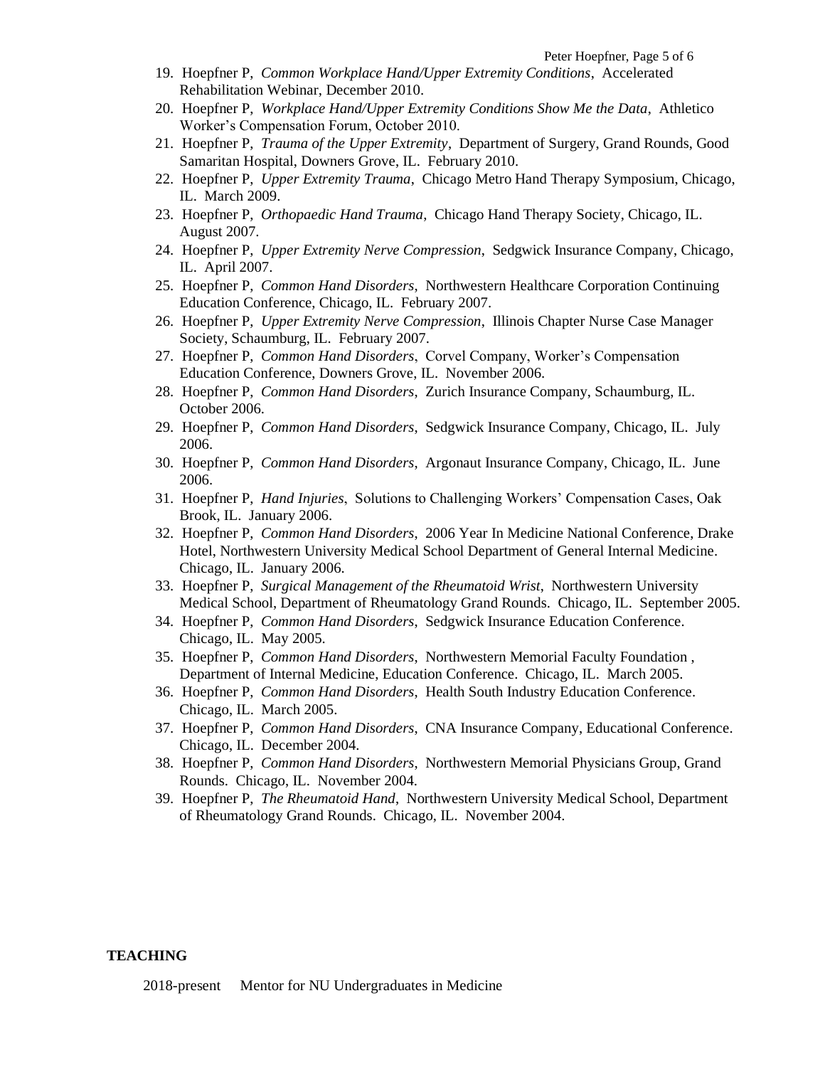19. Hoepfner P, *Common Workplace Hand/Upper Extremity Conditions*, Accelerated Rehabilitation Webinar, December 2010.
20. Hoepfner P, *Workplace Hand/Upper Extremity Conditions Show Me the Data*, Athletico Worker's Compensation Forum, October 2010.
21. Hoepfner P, *Trauma of the Upper Extremity*, Department of Surgery, Grand Rounds, Good Samaritan Hospital, Downers Grove, IL. February 2010.
22. Hoepfner P, *Upper Extremity Trauma*, Chicago Metro Hand Therapy Symposium, Chicago, IL. March 2009.
23. Hoepfner P, *Orthopaedic Hand Trauma*, Chicago Hand Therapy Society, Chicago, IL. August 2007.
24. Hoepfner P, *Upper Extremity Nerve Compression*, Sedgwick Insurance Company, Chicago, IL. April 2007.
25. Hoepfner P, *Common Hand Disorders*, Northwestern Healthcare Corporation Continuing Education Conference, Chicago, IL. February 2007.
26. Hoepfner P, *Upper Extremity Nerve Compression*, Illinois Chapter Nurse Case Manager Society, Schaumburg, IL. February 2007.
27. Hoepfner P, *Common Hand Disorders*, Corvel Company, Worker's Compensation Education Conference, Downers Grove, IL. November 2006.
28. Hoepfner P, *Common Hand Disorders*, Zurich Insurance Company, Schaumburg, IL. October 2006.
29. Hoepfner P, *Common Hand Disorders*, Sedgwick Insurance Company, Chicago, IL. July 2006.
30. Hoepfner P, *Common Hand Disorders*, Argonaut Insurance Company, Chicago, IL. June 2006.
31. Hoepfner P, *Hand Injuries*, Solutions to Challenging Workers' Compensation Cases, Oak Brook, IL. January 2006.
32. Hoepfner P, *Common Hand Disorders*, 2006 Year In Medicine National Conference, Drake Hotel, Northwestern University Medical School Department of General Internal Medicine. Chicago, IL. January 2006.
33. Hoepfner P, *Surgical Management of the Rheumatoid Wrist*, Northwestern University Medical School, Department of Rheumatology Grand Rounds. Chicago, IL. September 2005.
34. Hoepfner P, *Common Hand Disorders*, Sedgwick Insurance Education Conference. Chicago, IL. May 2005.
35. Hoepfner P, *Common Hand Disorders*, Northwestern Memorial Faculty Foundation , Department of Internal Medicine, Education Conference. Chicago, IL. March 2005.
36. Hoepfner P, *Common Hand Disorders*, Health South Industry Education Conference. Chicago, IL. March 2005.
37. Hoepfner P, *Common Hand Disorders*, CNA Insurance Company, Educational Conference. Chicago, IL. December 2004.
38. Hoepfner P, *Common Hand Disorders*, Northwestern Memorial Physicians Group, Grand Rounds. Chicago, IL. November 2004.
39. Hoepfner P, *The Rheumatoid Hand*, Northwestern University Medical School, Department of Rheumatology Grand Rounds. Chicago, IL. November 2004.

## TEACHING

2018-present Mentor for NU Undergraduates in Medicine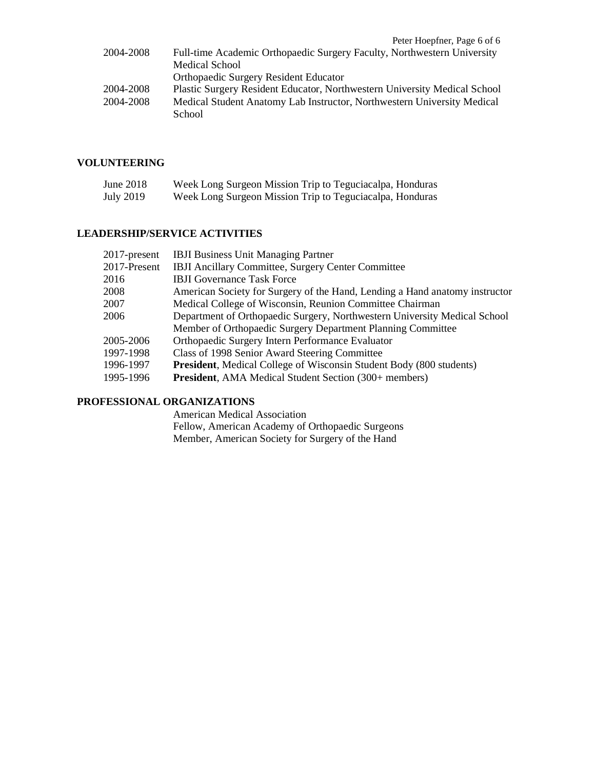| | |
|---|---|
| 2004-2008 | Full-time Academic Orthopaedic Surgery Faculty, Northwestern University Medical School |
| | Orthopaedic Surgery Resident Educator |
| 2004-2008 | Plastic Surgery Resident Educator, Northwestern University Medical School |
| 2004-2008 | Medical Student Anatomy Lab Instructor, Northwestern University Medical School |

## VOLUNTEERING

| | |
|---|---|
| June 2018 | Week Long Surgeon Mission Trip to Teguciacalpa, Honduras |
| July 2019 | Week Long Surgeon Mission Trip to Teguciacalpa, Honduras |

## LEADERSHIP/SERVICE ACTIVITIES

| | |
|---|---|
| 2017-present | IBJI Business Unit Managing Partner |
| 2017-Present | IBJI Ancillary Committee, Surgery Center Committee |
| 2016 | IBJI Governance Task Force |
| 2008 | American Society for Surgery of the Hand, Lending a Hand anatomy instructor |
| 2007 | Medical College of Wisconsin, Reunion Committee Chairman |
| 2006 | Department of Orthopaedic Surgery, Northwestern University Medical School |
| | Member of Orthopaedic Surgery Department Planning Committee |
| 2005-2006 | Orthopaedic Surgery Intern Performance Evaluator |
| 1997-1998 | Class of 1998 Senior Award Steering Committee |
| 1996-1997 | **President**, Medical College of Wisconsin Student Body (800 students) |
| 1995-1996 | **President**, AMA Medical Student Section (300+ members) |

## PROFESSIONAL ORGANIZATIONS

American Medical Association
Fellow, American Academy of Orthopaedic Surgeons
Member, American Society for Surgery of the Hand